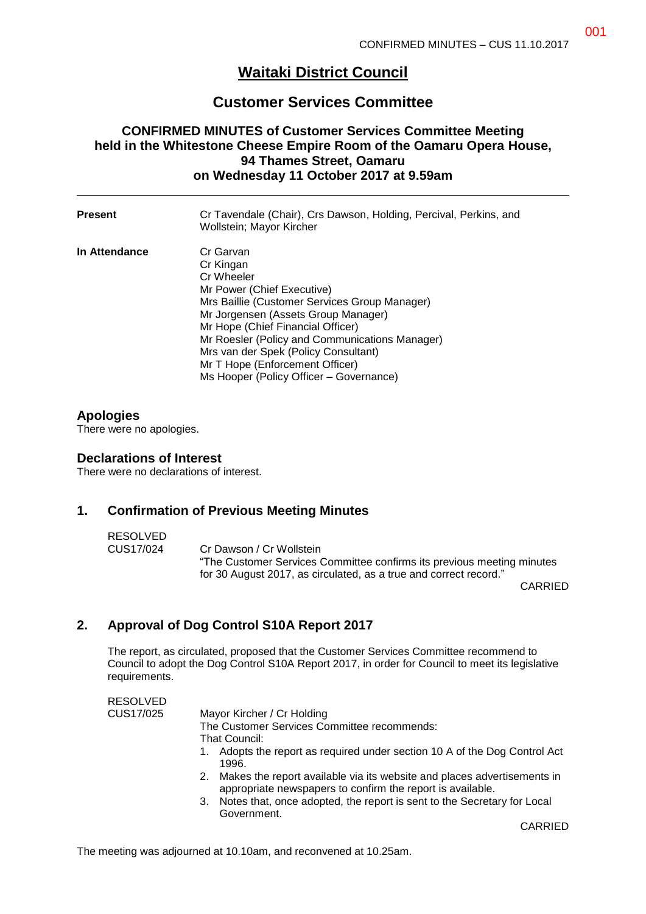# Waitaki District Council

## Customer Services Committee

### CONFIRMED MINUTES of Customer Services Committee Meeting held in the Whitestone Cheese Empire Room of the Oamaru Opera House, 94 Thames Street, Oamaru on Wednesday 11 October 2017 at 9.59am

| | |
|---|---|
| **Present** | Cr Tavendale (Chair), Crs Dawson, Holding, Percival, Perkins, and Wollstein; Mayor Kircher |
| **In Attendance** | Cr Garvan<br>Cr Kingan<br>Cr Wheeler<br>Mr Power (Chief Executive)<br>Mrs Baillie (Customer Services Group Manager)<br>Mr Jorgensen (Assets Group Manager)<br>Mr Hope (Chief Financial Officer)<br>Mr Roesler (Policy and Communications Manager)<br>Mrs van der Spek (Policy Consultant)<br>Mr T Hope (Enforcement Officer)<br>Ms Hooper (Policy Officer – Governance) |

## Apologies

There were no apologies.

## Declarations of Interest

There were no declarations of interest.

## 1. Confirmation of Previous Meeting Minutes

RESOLVED
CUS17/024 Cr Dawson / Cr Wollstein

"The Customer Services Committee confirms its previous meeting minutes for 30 August 2017, as circulated, as a true and correct record."

CARRIED

## 2. Approval of Dog Control S10A Report 2017

The report, as circulated, proposed that the Customer Services Committee recommend to Council to adopt the Dog Control S10A Report 2017, in order for Council to meet its legislative requirements.

RESOLVED
CUS17/025 Mayor Kircher / Cr Holding

The Customer Services Committee recommends:
That Council:

1. Adopts the report as required under section 10 A of the Dog Control Act 1996.
2. Makes the report available via its website and places advertisements in appropriate newspapers to confirm the report is available.
3. Notes that, once adopted, the report is sent to the Secretary for Local Government.

CARRIED

The meeting was adjourned at 10.10am, and reconvened at 10.25am.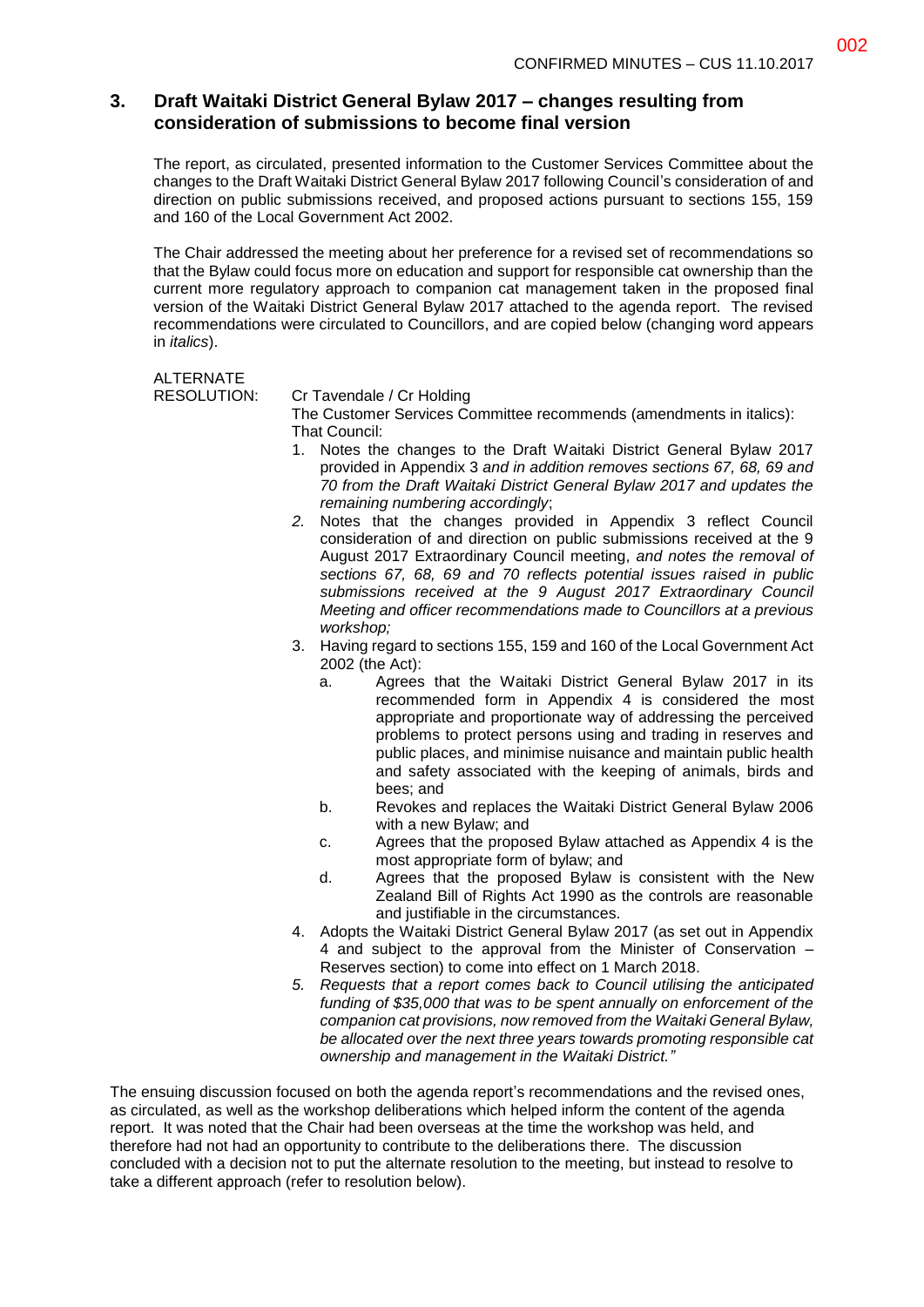## 3. Draft Waitaki District General Bylaw 2017 – changes resulting from consideration of submissions to become final version

The report, as circulated, presented information to the Customer Services Committee about the changes to the Draft Waitaki District General Bylaw 2017 following Council's consideration of and direction on public submissions received, and proposed actions pursuant to sections 155, 159 and 160 of the Local Government Act 2002.

The Chair addressed the meeting about her preference for a revised set of recommendations so that the Bylaw could focus more on education and support for responsible cat ownership than the current more regulatory approach to companion cat management taken in the proposed final version of the Waitaki District General Bylaw 2017 attached to the agenda report. The revised recommendations were circulated to Councillors, and are copied below (changing word appears in *italics*).

ALTERNATE RESOLUTION: Cr Tavendale / Cr Holding

The Customer Services Committee recommends (amendments in italics):
That Council:

1. Notes the changes to the Draft Waitaki District General Bylaw 2017 provided in Appendix 3 *and in addition removes sections 67, 68, 69 and 70 from the Draft Waitaki District General Bylaw 2017 and updates the remaining numbering accordingly*;
2. Notes that the changes provided in Appendix 3 reflect Council consideration of and direction on public submissions received at the 9 August 2017 Extraordinary Council meeting, *and notes the removal of sections 67, 68, 69 and 70 reflects potential issues raised in public submissions received at the 9 August 2017 Extraordinary Council Meeting and officer recommendations made to Councillors at a previous workshop;*
3. Having regard to sections 155, 159 and 160 of the Local Government Act 2002 (the Act):
   a. Agrees that the Waitaki District General Bylaw 2017 in its recommended form in Appendix 4 is considered the most appropriate and proportionate way of addressing the perceived problems to protect persons using and trading in reserves and public places, and minimise nuisance and maintain public health and safety associated with the keeping of animals, birds and bees; and
   b. Revokes and replaces the Waitaki District General Bylaw 2006 with a new Bylaw; and
   c. Agrees that the proposed Bylaw attached as Appendix 4 is the most appropriate form of bylaw; and
   d. Agrees that the proposed Bylaw is consistent with the New Zealand Bill of Rights Act 1990 as the controls are reasonable and justifiable in the circumstances.
4. Adopts the Waitaki District General Bylaw 2017 (as set out in Appendix 4 and subject to the approval from the Minister of Conservation – Reserves section) to come into effect on 1 March 2018.
5. *Requests that a report comes back to Council utilising the anticipated funding of $35,000 that was to be spent annually on enforcement of the companion cat provisions, now removed from the Waitaki General Bylaw, be allocated over the next three years towards promoting responsible cat ownership and management in the Waitaki District."*

The ensuing discussion focused on both the agenda report's recommendations and the revised ones, as circulated, as well as the workshop deliberations which helped inform the content of the agenda report. It was noted that the Chair had been overseas at the time the workshop was held, and therefore had not had an opportunity to contribute to the deliberations there. The discussion concluded with a decision not to put the alternate resolution to the meeting, but instead to resolve to take a different approach (refer to resolution below).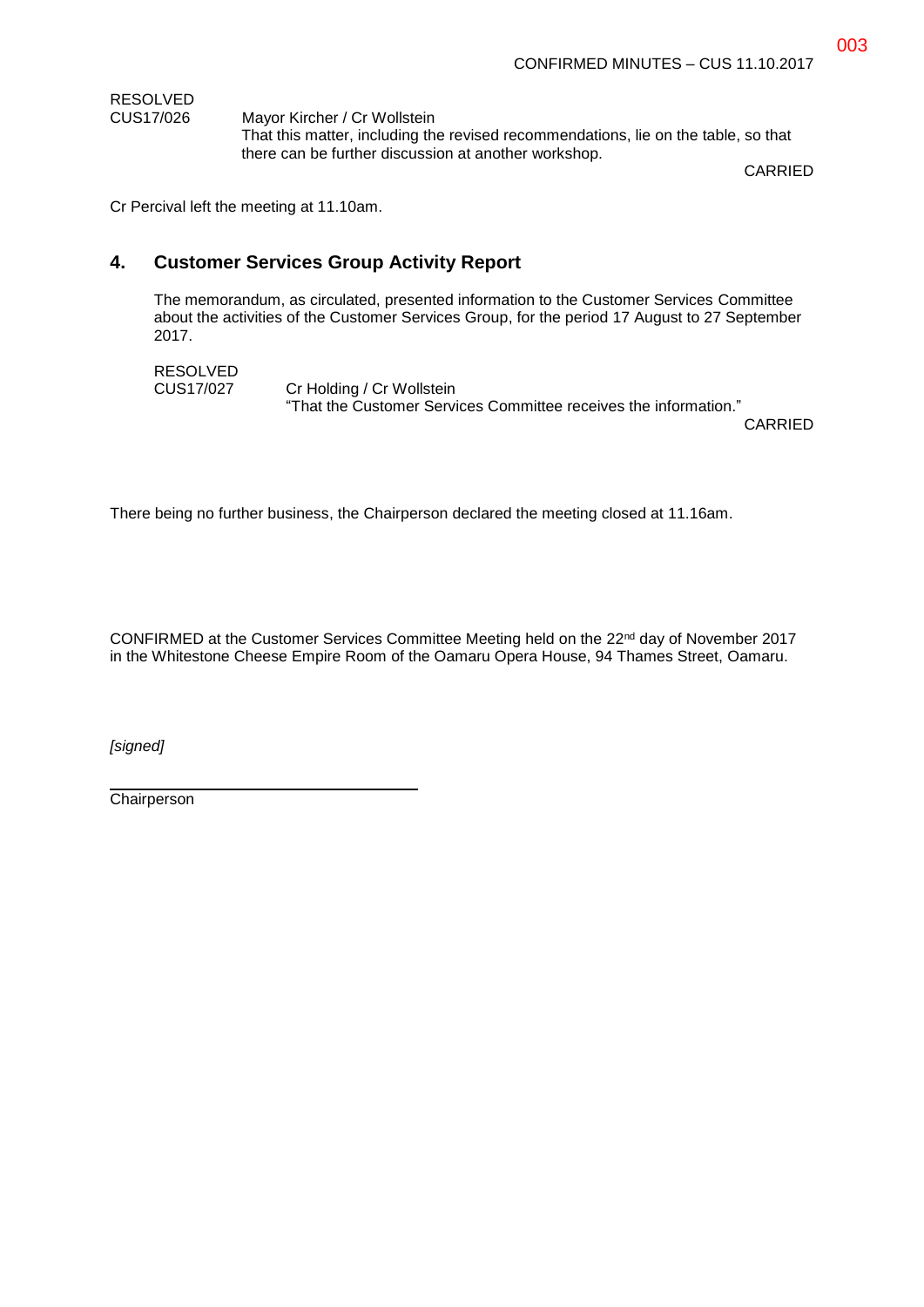RESOLVED
CUS17/026 Mayor Kircher / Cr Wollstein
That this matter, including the revised recommendations, lie on the table, so that there can be further discussion at another workshop.

CARRIED

Cr Percival left the meeting at 11.10am.

## 4. Customer Services Group Activity Report

The memorandum, as circulated, presented information to the Customer Services Committee about the activities of the Customer Services Group, for the period 17 August to 27 September 2017.

RESOLVED
CUS17/027 Cr Holding / Cr Wollstein
"That the Customer Services Committee receives the information."

CARRIED

There being no further business, the Chairperson declared the meeting closed at 11.16am.

CONFIRMED at the Customer Services Committee Meeting held on the 22nd day of November 2017 in the Whitestone Cheese Empire Room of the Oamaru Opera House, 94 Thames Street, Oamaru.

*[signed]*

Chairperson